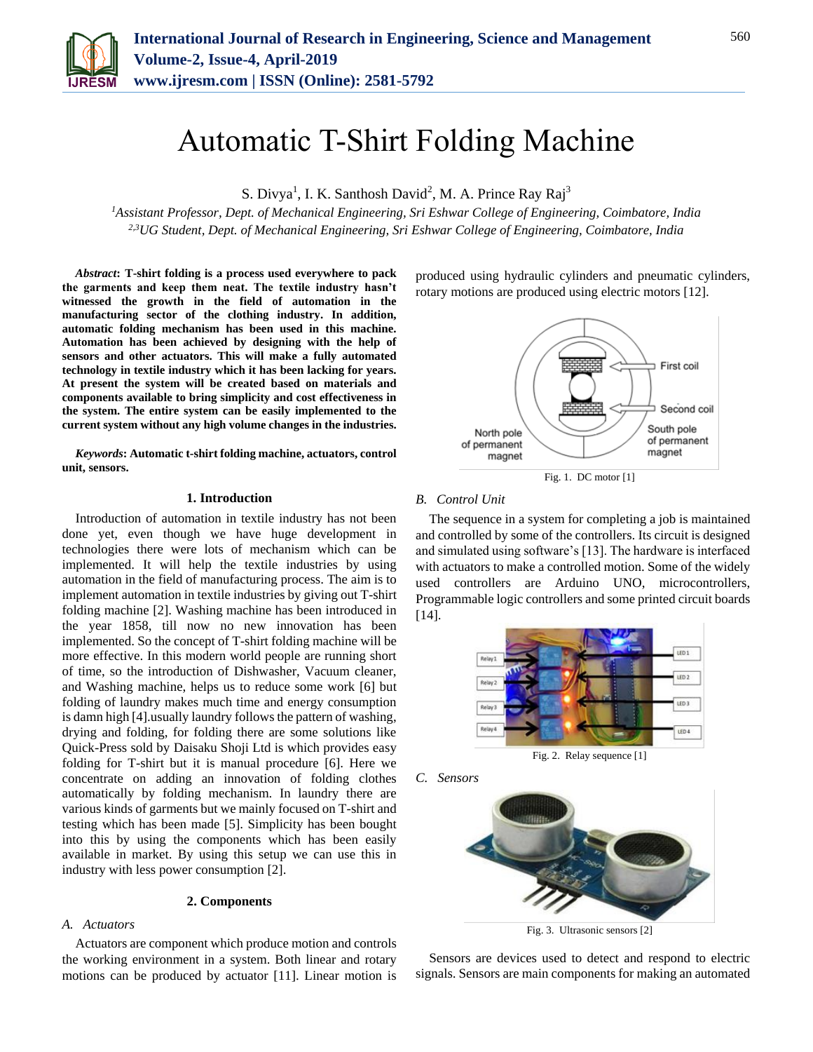# Automatic T-Shirt Folding Machine

S. Divya[1], I. K. Santhosh David[2], M. A. Prince Ray Raj[3]

[1]*Assistant Professor, Dept. of Mechanical Engineering, Sri Eshwar College of Engineering, Coimbatore, India*
[2,3]*UG Student, Dept. of Mechanical Engineering, Sri Eshwar College of Engineering, Coimbatore, India*

***Abstract*****: T-shirt folding is a process used everywhere to pack the garments and keep them neat. The textile industry hasn't witnessed the growth in the field of automation in the manufacturing sector of the clothing industry. In addition, automatic folding mechanism has been used in this machine. Automation has been achieved by designing with the help of sensors and other actuators. This will make a fully automated technology in textile industry which it has been lacking for years. At present the system will be created based on materials and components available to bring simplicity and cost effectiveness in the system. The entire system can be easily implemented to the current system without any high volume changes in the industries.**

***Keywords*****: Automatic t-shirt folding machine, actuators, control unit, sensors.**

## 1. Introduction

Introduction of automation in textile industry has not been done yet, even though we have huge development in technologies there were lots of mechanism which can be implemented. It will help the textile industries by using automation in the field of manufacturing process. The aim is to implement automation in textile industries by giving out T-shirt folding machine [2]. Washing machine has been introduced in the year 1858, till now no new innovation has been implemented. So the concept of T-shirt folding machine will be more effective. In this modern world people are running short of time, so the introduction of Dishwasher, Vacuum cleaner, and Washing machine, helps us to reduce some work [6] but folding of laundry makes much time and energy consumption is damn high [4].usually laundry follows the pattern of washing, drying and folding, for folding there are some solutions like Quick-Press sold by Daisaku Shoji Ltd is which provides easy folding for T-shirt but it is manual procedure [6]. Here we concentrate on adding an innovation of folding clothes automatically by folding mechanism. In laundry there are various kinds of garments but we mainly focused on T-shirt and testing which has been made [5]. Simplicity has been bought into this by using the components which has been easily available in market. By using this setup we can use this in industry with less power consumption [2].

## 2. Components

### *A. Actuators*

Actuators are component which produce motion and controls the working environment in a system. Both linear and rotary motions can be produced by actuator [11]. Linear motion is produced using hydraulic cylinders and pneumatic cylinders, rotary motions are produced using electric motors [12].

Fig. 1. DC motor [1]

### *B. Control Unit*

The sequence in a system for completing a job is maintained and controlled by some of the controllers. Its circuit is designed and simulated using software's [13]. The hardware is interfaced with actuators to make a controlled motion. Some of the widely used controllers are Arduino UNO, microcontrollers, Programmable logic controllers and some printed circuit boards [14].

Fig. 2. Relay sequence [1]

### *C. Sensors*

Fig. 3. Ultrasonic sensors [2]

Sensors are devices used to detect and respond to electric signals. Sensors are main components for making an automated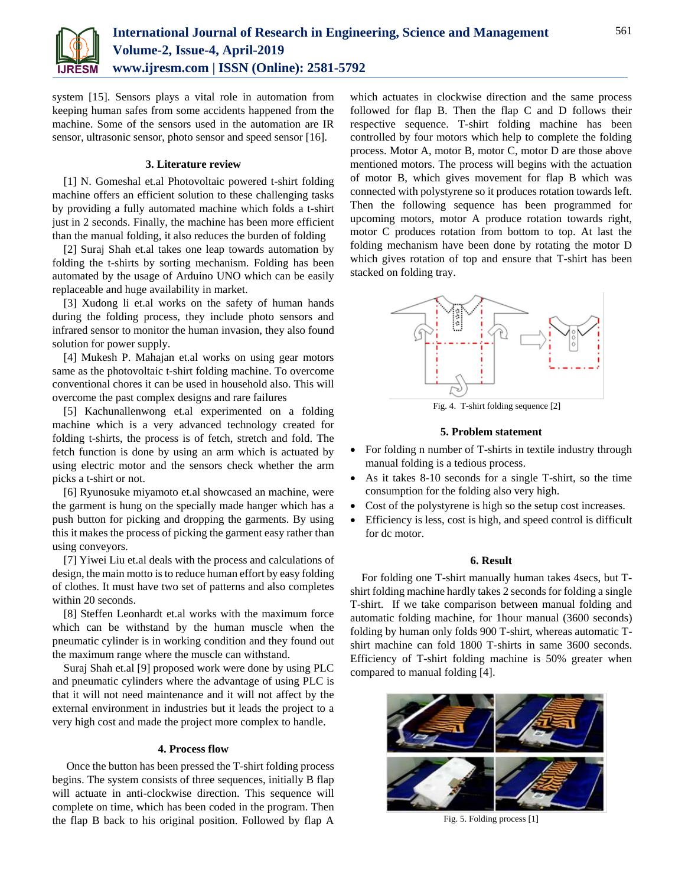system [15]. Sensors plays a vital role in automation from keeping human safes from some accidents happened from the machine. Some of the sensors used in the automation are IR sensor, ultrasonic sensor, photo sensor and speed sensor [16].

## 3. Literature review

[1] N. Gomeshal et.al Photovoltaic powered t-shirt folding machine offers an efficient solution to these challenging tasks by providing a fully automated machine which folds a t-shirt just in 2 seconds. Finally, the machine has been more efficient than the manual folding, it also reduces the burden of folding

[2] Suraj Shah et.al takes one leap towards automation by folding the t-shirts by sorting mechanism. Folding has been automated by the usage of Arduino UNO which can be easily replaceable and huge availability in market.

[3] Xudong li et.al works on the safety of human hands during the folding process, they include photo sensors and infrared sensor to monitor the human invasion, they also found solution for power supply.

[4] Mukesh P. Mahajan et.al works on using gear motors same as the photovoltaic t-shirt folding machine. To overcome conventional chores it can be used in household also. This will overcome the past complex designs and rare failures

[5] Kachunallenwong et.al experimented on a folding machine which is a very advanced technology created for folding t-shirts, the process is of fetch, stretch and fold. The fetch function is done by using an arm which is actuated by using electric motor and the sensors check whether the arm picks a t-shirt or not.

[6] Ryunosuke miyamoto et.al showcased an machine, were the garment is hung on the specially made hanger which has a push button for picking and dropping the garments. By using this it makes the process of picking the garment easy rather than using conveyors.

[7] Yiwei Liu et.al deals with the process and calculations of design, the main motto is to reduce human effort by easy folding of clothes. It must have two set of patterns and also completes within 20 seconds.

[8] Steffen Leonhardt et.al works with the maximum force which can be withstand by the human muscle when the pneumatic cylinder is in working condition and they found out the maximum range where the muscle can withstand.

Suraj Shah et.al [9] proposed work were done by using PLC and pneumatic cylinders where the advantage of using PLC is that it will not need maintenance and it will not affect by the external environment in industries but it leads the project to a very high cost and made the project more complex to handle.

## 4. Process flow

Once the button has been pressed the T-shirt folding process begins. The system consists of three sequences, initially B flap will actuate in anti-clockwise direction. This sequence will complete on time, which has been coded in the program. Then the flap B back to his original position. Followed by flap A which actuates in clockwise direction and the same process followed for flap B. Then the flap C and D follows their respective sequence. T-shirt folding machine has been controlled by four motors which help to complete the folding process. Motor A, motor B, motor C, motor D are those above mentioned motors. The process will begins with the actuation of motor B, which gives movement for flap B which was connected with polystyrene so it produces rotation towards left. Then the following sequence has been programmed for upcoming motors, motor A produce rotation towards right, motor C produces rotation from bottom to top. At last the folding mechanism have been done by rotating the motor D which gives rotation of top and ensure that T-shirt has been stacked on folding tray.

Fig. 4. T-shirt folding sequence [2]

## 5. Problem statement

- For folding n number of T-shirts in textile industry through manual folding is a tedious process.
- As it takes 8-10 seconds for a single T-shirt, so the time consumption for the folding also very high.
- Cost of the polystyrene is high so the setup cost increases.
- Efficiency is less, cost is high, and speed control is difficult for dc motor.

## 6. Result

For folding one T-shirt manually human takes 4secs, but T-shirt folding machine hardly takes 2 seconds for folding a single T-shirt. If we take comparison between manual folding and automatic folding machine, for 1hour manual (3600 seconds) folding by human only folds 900 T-shirt, whereas automatic T-shirt machine can fold 1800 T-shirts in same 3600 seconds. Efficiency of T-shirt folding machine is 50% greater when compared to manual folding [4].

Fig. 5. Folding process [1]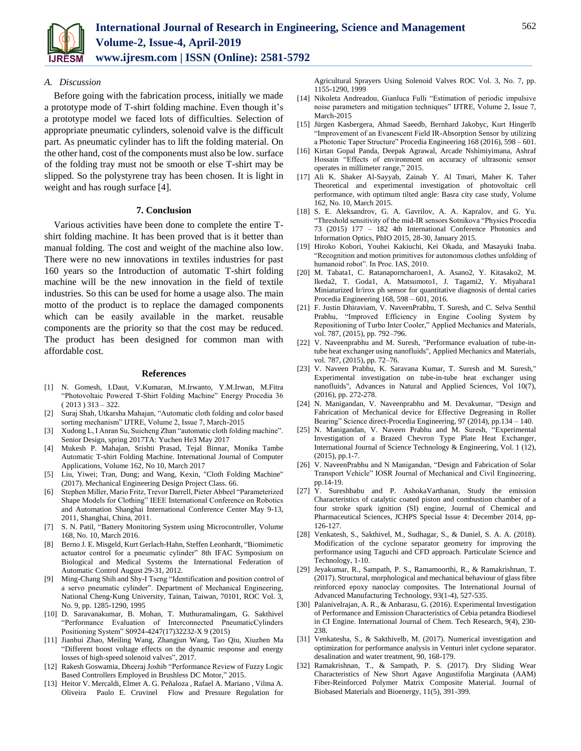### A. *Discussion*

Before going with the fabrication process, initially we made a prototype mode of T-shirt folding machine. Even though it's a prototype model we faced lots of difficulties. Selection of appropriate pneumatic cylinders, solenoid valve is the difficult part. As pneumatic cylinder has to lift the folding material. On the other hand, cost of the components must also be low. surface of the folding tray must not be smooth or else T-shirt may be slipped. So the polystyrene tray has been chosen. It is light in weight and has rough surface [4].

## 7. Conclusion

Various activities have been done to complete the entire T-shirt folding machine. It has been proved that is it better than manual folding. The cost and weight of the machine also low. There were no new innovations in textiles industries for past 160 years so the Introduction of automatic T-shirt folding machine will be the new innovation in the field of textile industries. So this can be used for home a usage also. The main motto of the product is to replace the damaged components which can be easily available in the market. reusable components are the priority so that the cost may be reduced. The product has been designed for common man with affordable cost.

## References

[1] N. Gomesh, I.Daut, V.Kumaran, M.Irwanto, Y.M.Irwan, M.Fitra "Photovoltaic Powered T-Shirt Folding Machine" Energy Procedia 36 ( 2013 ) 313 – 322.

[2] Suraj Shah, Utkarsha Mahajan, "Automatic cloth folding and color based sorting mechanism" IJTRE, Volume 2, Issue 7, March-2015

[3] Xudong L, I Anran Su, Suicheng Zhan "automatic cloth folding machine". Senior Design, spring 2017TA: Yuchen He3 May 2017

[4] Mukesh P. Mahajan, Srishti Prasad, Tejal Binnar, Monika Tambe Automatic T-shirt Folding Machine. International Journal of Computer Applications, Volume 162, No 10, March 2017

[5] Liu, Yiwei; Tran, Dung; and Wang, Kexin, "Cloth Folding Machine" (2017). Mechanical Engineering Design Project Class. 66.

[6] Stephen Miller, Mario Fritz, Trevor Darrell, Pieter Abbeel "Parameterized Shape Models for Clothing" IEEE International Conference on Robotics and Automation Shanghai International Conference Center May 9-13, 2011, Shanghai, China, 2011.

[7] S. N. Patil, "Battery Monitoring System using Microcontroller, Volume 168, No. 10, March 2016.

[8] Berno J. E. Misgeld, Kurt Gerlach-Hahn, Steffen Leonhardt, "Biomimetic actuator control for a pneumatic cylinder" 8th IFAC Symposium on Biological and Medical Systems the International Federation of Automatic Control August 29-31, 2012.

[9] Ming-Chang Shih and Shy-I Tseng "Identification and position control of a servo pneumatic cylinder". Department of Mechanical Engineering, National Cheng-Kung University, Tainan, Taiwan, 70101, ROC Vol. 3, No. 9, pp. 1285-1290, 1995

[10] D. Saravanakumar, B. Mohan, T. Muthuramalingam, G. Sakthivel "Performance Evaluation of Interconnected PneumaticCylinders Positioning System" S0924-4247(17)32232-X 9 (2015)

[11] Jianhui Zhao, Meiling Wang, Zhangjun Wang, Tao Qiu, Xiuzhen Ma "Different boost voltage effects on the dynamic response and energy losses of high-speed solenoid valves", 2017.

[12] Rakesh Goswamia, Dheeraj Joshib "Performance Review of Fuzzy Logic Based Controllers Employed in Brushless DC Motor," 2015.

[13] Heitor V. Mercaldi, Elmer A. G. Peñaloza , Rafael A. Mariano , Vilma A. Oliveira Paulo E. Cruvinel Flow and Pressure Regulation for Agricultural Sprayers Using Solenoid Valves ROC Vol. 3, No. 7, pp. 1155-1290, 1999

[14] Nikoleta Andreadou, Gianluca Fulli "Estimation of periodic impulsive noise parameters and mitigation techniques" IJTRE, Volume 2, Issue 7, March-2015

[15] Jürgen Kasbergera, Ahmad Saeedb, Bernhard Jakobyc, Kurt Hingerlb "Improvement of an Evanescent Field IR-Absorption Sensor by utilizing a Photonic Taper Structure" Procedia Engineering 168 (2016), 598 – 601.

[16] Kirtan Gopal Panda, Deepak Agrawal, Arcade Nshimiyimana, Ashraf Hossain "Effects of environment on accuracy of ultrasonic sensor operates in millimeter range," 2015.

[17] Ali K. Shaker Al-Sayyab, Zainab Y. Al Tmari, Maher K. Taher Theoretical and experimental investigation of photovoltaic cell performance, with optimum tilted angle: Basra city case study, Volume 162, No. 10, March 2015.

[18] S. E. Aleksandrov, G. A. Gavrilov, A. A. Kapralov, and G. Yu. "Threshold sensitivity of the mid-IR sensors Sotnikova "Physics Procedia 73 (2015) 177 – 182 4th International Conference Photonics and Information Optics, PhIO 2015, 28-30, January 2015.

[19] Hiroko Kobori, Youhei Kakiuchi, Kei Okada, and Masayuki Inaba. "Recognition and motion primitives for autonomous clothes unfolding of humanoid robot". In Proc. IAS, 2010.

[20] M. Tabata1, C. Ratanaporncharoen1, A. Asano2, Y. Kitasako2, M. Ikeda2, T. Goda1, A. Matsumoto1, J. Tagami2, Y. Miyahara1 Miniaturized Ir/irox ph sensor for quantitative diagnosis of dental caries Procedia Engineering 168, 598 – 601, 2016.

[21] F. Justin Dhiraviam, V. NaveenPrabhu, T. Suresh, and C. Selva Senthil Prabhu, "Improved Efficiency in Engine Cooling System by Repositioning of Turbo Inter Cooler," Applied Mechanics and Materials, vol. 787, (2015), pp. 792–796.

[22] V. Naveenprabhu and M. Suresh, "Performance evaluation of tube-in-tube heat exchanger using nanofluids", Applied Mechanics and Materials, vol. 787, (2015), pp. 72–76.

[23] V. Naveen Prabhu, K. Saravana Kumar, T. Suresh and M. Suresh," Experimental investigation on tube-in-tube heat exchanger using nanofluids", Advances in Natural and Applied Sciences, Vol 10(7), (2016), pp. 272-278.

[24] N. Manigandan, V. Naveenprabhu and M. Devakumar, "Design and Fabrication of Mechanical device for Effective Degreasing in Roller Bearing" Science direct-Procedia Engineering, 97 (2014), pp.134 – 140.

[25] N. Manigandan, V. Naveen Prabhu and M. Suresh, "Experimental Investigation of a Brazed Chevron Type Plate Heat Exchanger, International Journal of Science Technology & Engineering, Vol. 1 (12), (2015), pp.1-7.

[26] V. NaveenPrabhu and N Manigandan, "Design and Fabrication of Solar Transport Vehicle" IOSR Journal of Mechanical and Civil Engineering, pp.14-19.

[27] Y. Sureshbabu and P. AshokaVarthanan, Study the emission Characteristics of catalytic coated piston and combustion chamber of a four stroke spark ignition (SI) engine, Journal of Chemical and Pharmaceutical Sciences, JCHPS Special Issue 4: December 2014, pp-126-127.

[28] Venkatesh, S., Sakthivel, M., Sudhagar, S., & Daniel, S. A. A. (2018). Modification of the cyclone separator geometry for improving the performance using Taguchi and CFD approach. Particulate Science and Technology, 1-10.

[29] Jeyakumar, R., Sampath, P. S., Ramamoorthi, R., & Ramakrishnan, T. (2017). Structural, morphological and mechanical behaviour of glass fibre reinforced epoxy nanoclay composites. The International Journal of Advanced Manufacturing Technology, 93(1-4), 527-535.

[30] Palanivelrajan, A. R., & Anbarasu, G. (2016). Experimental Investigation of Performance and Emission Characteristics of Cebia petandra Biodiesel in CI Engine. International Journal of Chem. Tech Research, 9(4), 230-238.

[31] Venkatesha, S., & Sakthivelb, M. (2017). Numerical investigation and optimization for performance analysis in Venturi inlet cyclone separator. desalination and water treatment, 90, 168-179.

[32] Ramakrishnan, T., & Sampath, P. S. (2017). Dry Sliding Wear Characteristics of New Short Agave Angustifolia Marginata (AAM) Fiber-Reinforced Polymer Matrix Composite Material. Journal of Biobased Materials and Bioenergy, 11(5), 391-399.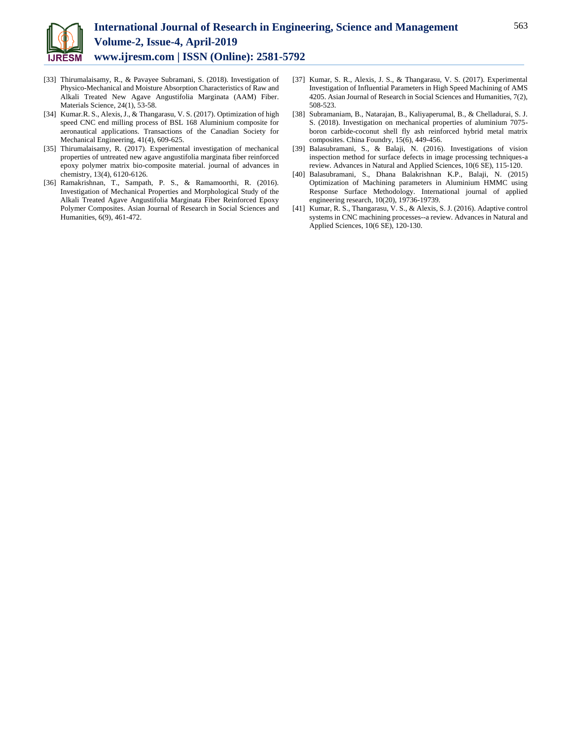[33] Thirumalaisamy, R., & Pavayee Subramani, S. (2018). Investigation of Physico-Mechanical and Moisture Absorption Characteristics of Raw and Alkali Treated New Agave Angustifolia Marginata (AAM) Fiber. Materials Science, 24(1), 53-58.

[34] Kumar.R. S., Alexis, J., & Thangarasu, V. S. (2017). Optimization of high speed CNC end milling process of BSL 168 Aluminium composite for aeronautical applications. Transactions of the Canadian Society for Mechanical Engineering, 41(4), 609-625.

[35] Thirumalaisamy, R. (2017). Experimental investigation of mechanical properties of untreated new agave angustifolia marginata fiber reinforced epoxy polymer matrix bio-composite material. journal of advances in chemistry, 13(4), 6120-6126.

[36] Ramakrishnan, T., Sampath, P. S., & Ramamoorthi, R. (2016). Investigation of Mechanical Properties and Morphological Study of the Alkali Treated Agave Angustifolia Marginata Fiber Reinforced Epoxy Polymer Composites. Asian Journal of Research in Social Sciences and Humanities, 6(9), 461-472.

[37] Kumar, S. R., Alexis, J. S., & Thangarasu, V. S. (2017). Experimental Investigation of Influential Parameters in High Speed Machining of AMS 4205. Asian Journal of Research in Social Sciences and Humanities, 7(2), 508-523.

[38] Subramaniam, B., Natarajan, B., Kaliyaperumal, B., & Chelladurai, S. J. S. (2018). Investigation on mechanical properties of aluminium 7075-boron carbide-coconut shell fly ash reinforced hybrid metal matrix composites. China Foundry, 15(6), 449-456.

[39] Balasubramani, S., & Balaji, N. (2016). Investigations of vision inspection method for surface defects in image processing techniques-a review. Advances in Natural and Applied Sciences, 10(6 SE), 115-120.

[40] Balasubramani, S., Dhana Balakrishnan K.P., Balaji, N. (2015) Optimization of Machining parameters in Aluminium HMMC using Response Surface Methodology. International journal of applied engineering research, 10(20), 19736-19739.

[41] Kumar, R. S., Thangarasu, V. S., & Alexis, S. J. (2016). Adaptive control systems in CNC machining processes--a review. Advances in Natural and Applied Sciences, 10(6 SE), 120-130.